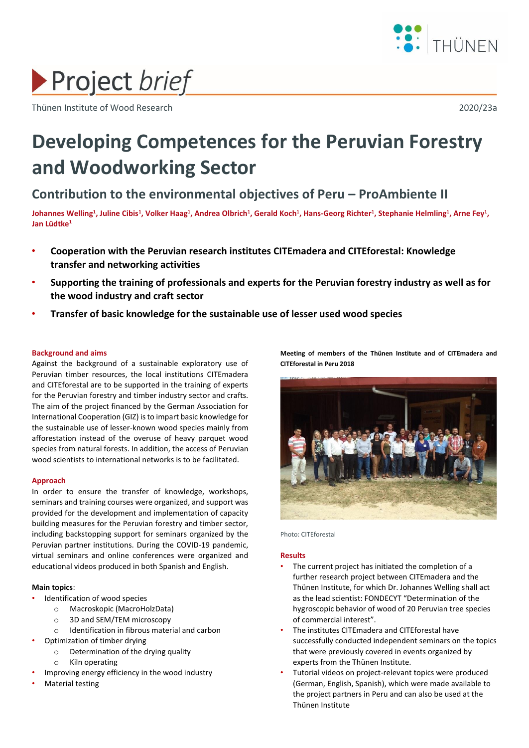Project *brief*

Thünen Institute of Wood Research

2020/23a

# Developing Competences for the Peruvian Forestry and Woodworking Sector

## Contribution to the environmental objectives of Peru – ProAmbiente II

**Johannes Welling[1], Juline Cibis[1], Volker Haag[1], Andrea Olbrich[1], Gerald Koch[1], Hans-Georg Richter[1], Stephanie Helmling[1], Arne Fey[1], Jan Lüdtke[1]**

- **Cooperation with the Peruvian research institutes CITEmadera and CITEforestal: Knowledge transfer and networking activities**
- **Supporting the training of professionals and experts for the Peruvian forestry industry as well as for the wood industry and craft sector**
- **Transfer of basic knowledge for the sustainable use of lesser used wood species**

### Background and aims

Against the background of a sustainable exploratory use of Peruvian timber resources, the local institutions CITEmadera and CITEforestal are to be supported in the training of experts for the Peruvian forestry and timber industry sector and crafts. The aim of the project financed by the German Association for International Cooperation (GIZ) is to impart basic knowledge for the sustainable use of lesser-known wood species mainly from afforestation instead of the overuse of heavy parquet wood species from natural forests. In addition, the access of Peruvian wood scientists to international networks is to be facilitated.

### Approach

In order to ensure the transfer of knowledge, workshops, seminars and training courses were organized, and support was provided for the development and implementation of capacity building measures for the Peruvian forestry and timber sector, including backstopping support for seminars organized by the Peruvian partner institutions. During the COVID-19 pandemic, virtual seminars and online conferences were organized and educational videos produced in both Spanish and English.

**Main topics**:

- Identification of wood species
    - Macroskopic (MacroHolzData)
    - 3D and SEM/TEM microscopy
    - Identification in fibrous material and carbon
- Optimization of timber drying
    - Determination of the drying quality
    - Kiln operating
- Improving energy efficiency in the wood industry
- Material testing

**Meeting of members of the Thünen Institute and of CITEmadera and CITEforestal in Peru 2018**

Photo: CITEforestal

### Results

- The current project has initiated the completion of a further research project between CITEmadera and the Thünen Institute, for which Dr. Johannes Welling shall act as the lead scientist: FONDECYT "Determination of the hygroscopic behavior of wood of 20 Peruvian tree species of commercial interest".
- The institutes CITEmadera and CITEforestal have successfully conducted independent seminars on the topics that were previously covered in events organized by experts from the Thünen Institute.
- Tutorial videos on project-relevant topics were produced (German, English, Spanish), which were made available to the project partners in Peru and can also be used at the Thünen Institute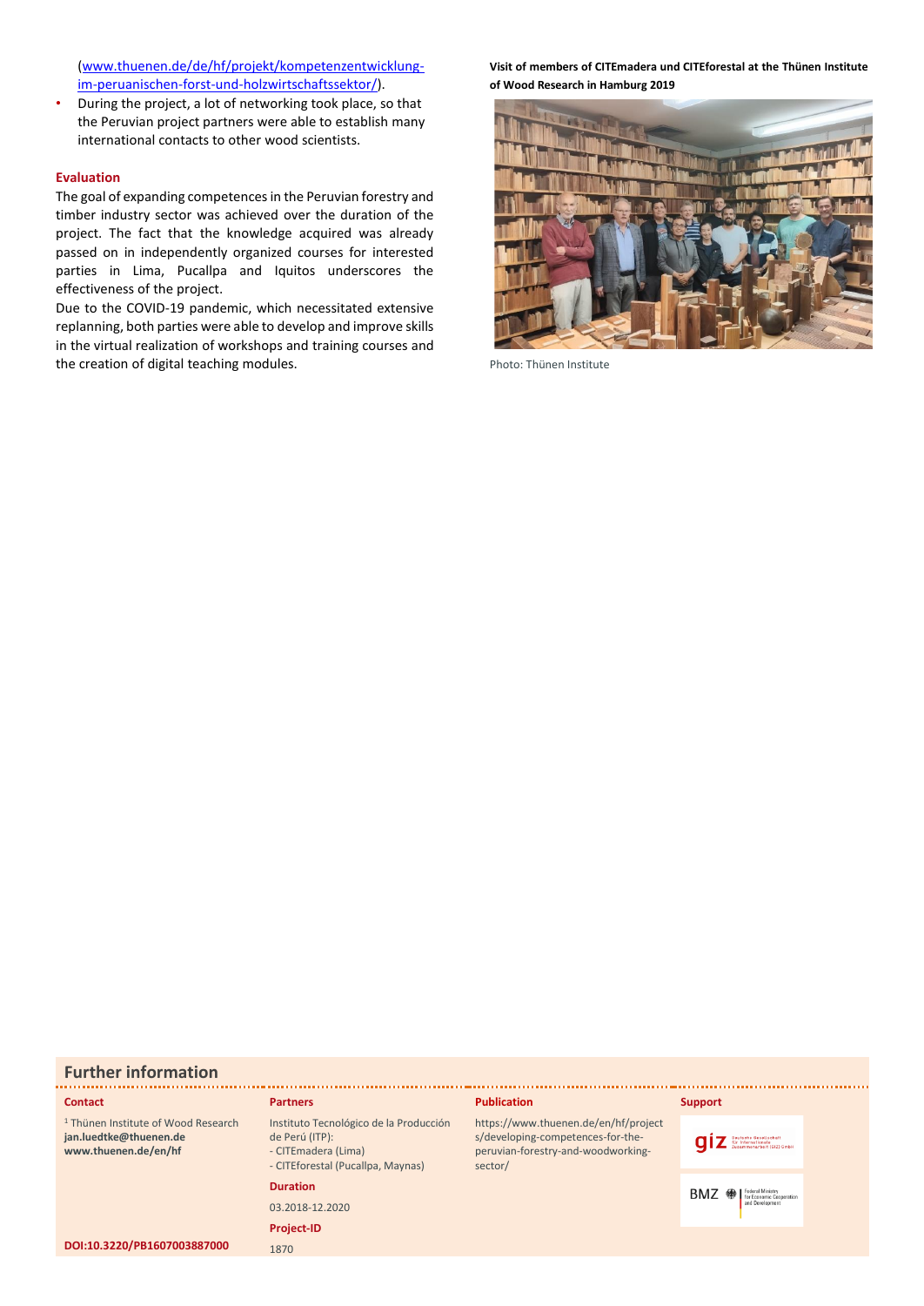(www.thuenen.de/de/hf/projekt/kompetenzentwicklung-im-peruanischen-forst-und-holzwirtschaftssektor/).

- During the project, a lot of networking took place, so that the Peruvian project partners were able to establish many international contacts to other wood scientists.

### Evaluation

The goal of expanding competences in the Peruvian forestry and timber industry sector was achieved over the duration of the project. The fact that the knowledge acquired was already passed on in independently organized courses for interested parties in Lima, Pucallpa and Iquitos underscores the effectiveness of the project.

Due to the COVID-19 pandemic, which necessitated extensive replanning, both parties were able to develop and improve skills in the virtual realization of workshops and training courses and the creation of digital teaching modules.

**Visit of members of CITEmadera und CITEforestal at the Thünen Institute of Wood Research in Hamburg 2019**

Photo: Thünen Institute

## Further information

**Contact**

[1] Thünen Institute of Wood Research
**jan.luedtke@thuenen.de**
**www.thuenen.de/en/hf**

**Partners**

Instituto Tecnológico de la Producción de Perú (ITP):
- CITEmadera (Lima)
- CITEforestal (Pucallpa, Maynas)

**Duration**

03.2018-12.2020

**Project-ID**

1870

**Publication**

https://www.thuenen.de/en/hf/projects/developing-competences-for-the-peruvian-forestry-and-woodworking-sector/

**Support**

giz Deutsche Gesellschaft für Internationale Zusammenarbeit (GIZ) GmbH

BMZ Federal Ministry for Economic Cooperation and Development

**DOI:10.3220/PB1607003887000**